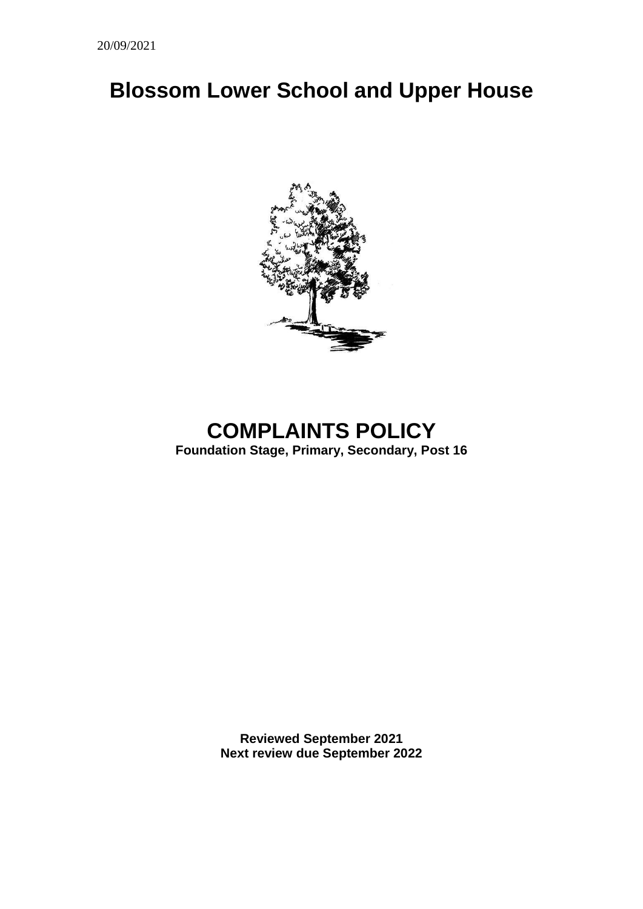20/09/2021

# Blossom Lower School and Upper House

# COMPLAINTS POLICY

**Foundation Stage, Primary, Secondary, Post 16**

**Reviewed September 2021**
**Next review due September 2022**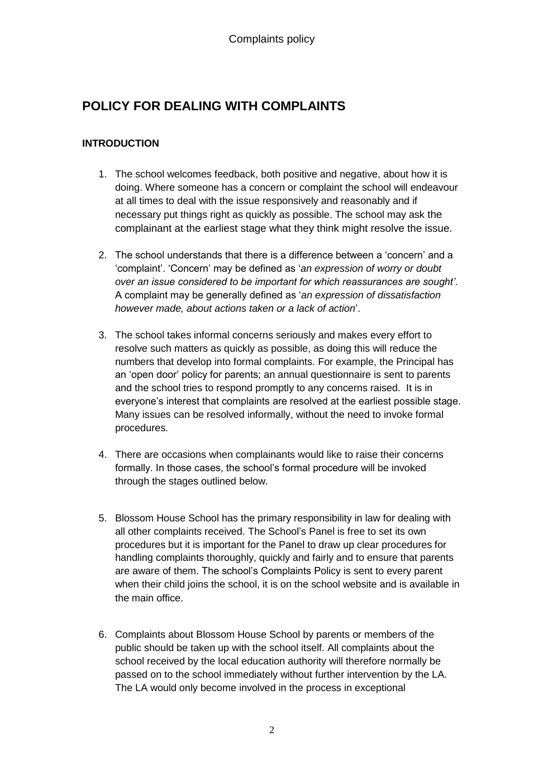# POLICY FOR DEALING WITH COMPLAINTS

### INTRODUCTION

1. The school welcomes feedback, both positive and negative, about how it is doing. Where someone has a concern or complaint the school will endeavour at all times to deal with the issue responsively and reasonably and if necessary put things right as quickly as possible. The school may ask the complainant at the earliest stage what they think might resolve the issue.

2. The school understands that there is a difference between a 'concern' and a 'complaint'. 'Concern' may be defined as '*an expression of worry or doubt over an issue considered to be important for which reassurances are sought'*. A complaint may be generally defined as '*an expression of dissatisfaction however made, about actions taken or a lack of action*'.

3. The school takes informal concerns seriously and makes every effort to resolve such matters as quickly as possible, as doing this will reduce the numbers that develop into formal complaints. For example, the Principal has an 'open door' policy for parents; an annual questionnaire is sent to parents and the school tries to respond promptly to any concerns raised. It is in everyone's interest that complaints are resolved at the earliest possible stage. Many issues can be resolved informally, without the need to invoke formal procedures.

4. There are occasions when complainants would like to raise their concerns formally. In those cases, the school's formal procedure will be invoked through the stages outlined below.

5. Blossom House School has the primary responsibility in law for dealing with all other complaints received. The School's Panel is free to set its own procedures but it is important for the Panel to draw up clear procedures for handling complaints thoroughly, quickly and fairly and to ensure that parents are aware of them. The school's Complaints Policy is sent to every parent when their child joins the school, it is on the school website and is available in the main office.

6. Complaints about Blossom House School by parents or members of the public should be taken up with the school itself. All complaints about the school received by the local education authority will therefore normally be passed on to the school immediately without further intervention by the LA. The LA would only become involved in the process in exceptional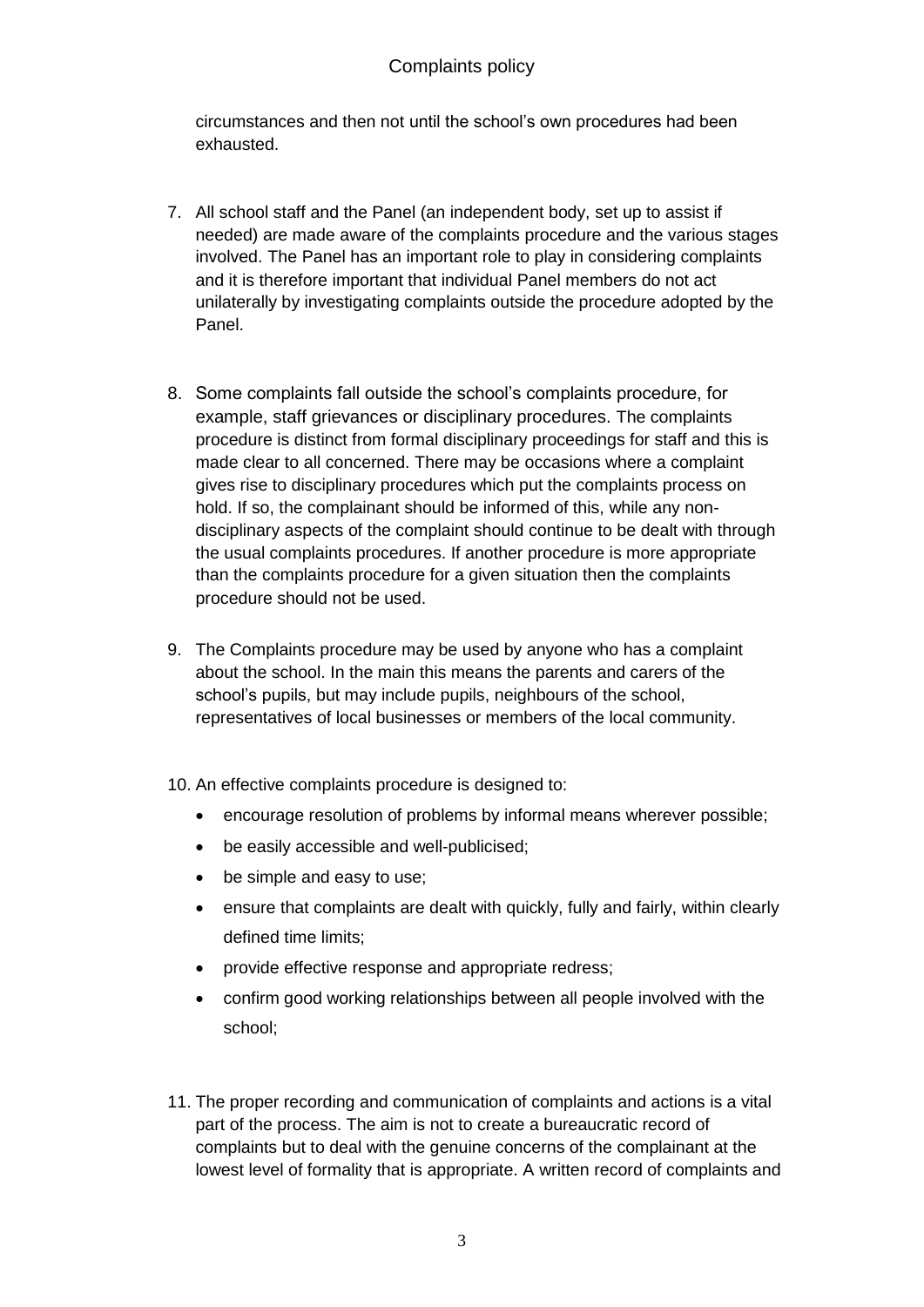circumstances and then not until the school's own procedures had been exhausted.

7. All school staff and the Panel (an independent body, set up to assist if needed) are made aware of the complaints procedure and the various stages involved. The Panel has an important role to play in considering complaints and it is therefore important that individual Panel members do not act unilaterally by investigating complaints outside the procedure adopted by the Panel.

8. Some complaints fall outside the school's complaints procedure, for example, staff grievances or disciplinary procedures. The complaints procedure is distinct from formal disciplinary proceedings for staff and this is made clear to all concerned. There may be occasions where a complaint gives rise to disciplinary procedures which put the complaints process on hold. If so, the complainant should be informed of this, while any non-disciplinary aspects of the complaint should continue to be dealt with through the usual complaints procedures. If another procedure is more appropriate than the complaints procedure for a given situation then the complaints procedure should not be used.

9. The Complaints procedure may be used by anyone who has a complaint about the school. In the main this means the parents and carers of the school's pupils, but may include pupils, neighbours of the school, representatives of local businesses or members of the local community.

10. An effective complaints procedure is designed to:
    - encourage resolution of problems by informal means wherever possible;
    - be easily accessible and well-publicised;
    - be simple and easy to use;
    - ensure that complaints are dealt with quickly, fully and fairly, within clearly defined time limits;
    - provide effective response and appropriate redress;
    - confirm good working relationships between all people involved with the school;

11. The proper recording and communication of complaints and actions is a vital part of the process. The aim is not to create a bureaucratic record of complaints but to deal with the genuine concerns of the complainant at the lowest level of formality that is appropriate. A written record of complaints and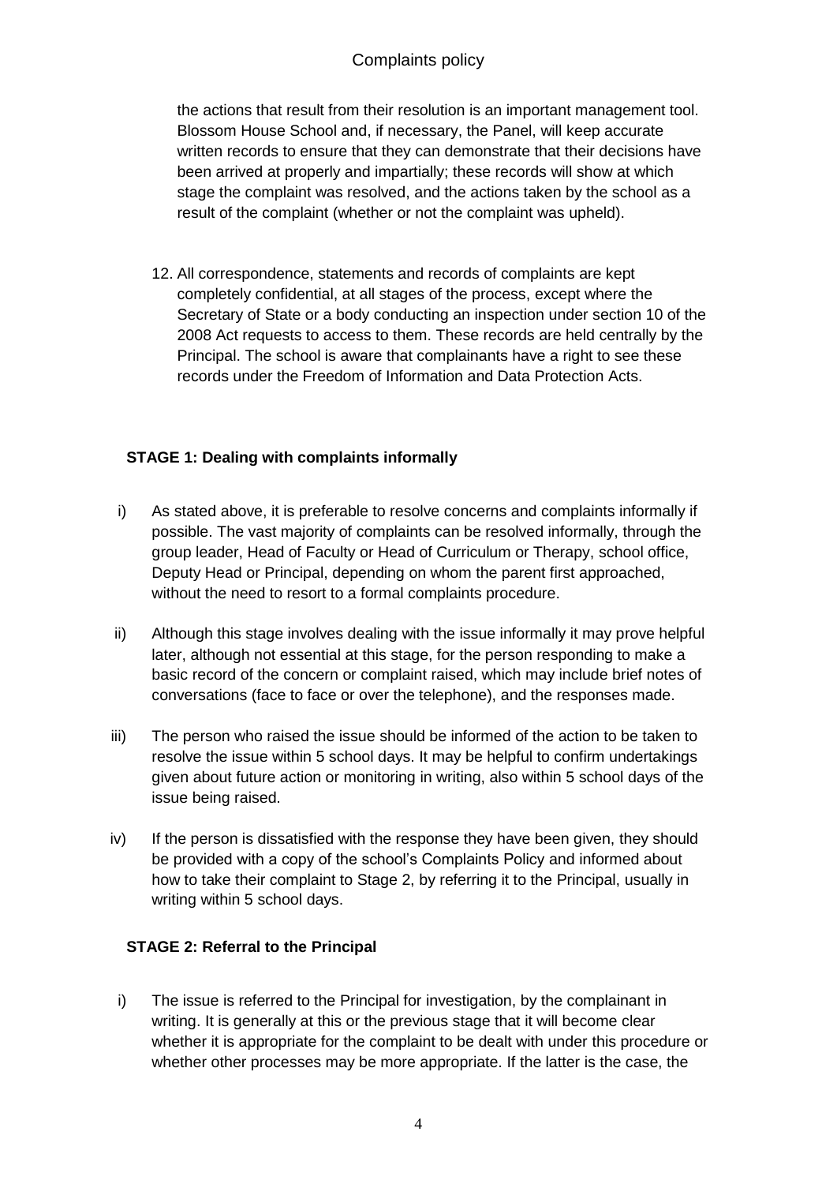the actions that result from their resolution is an important management tool. Blossom House School and, if necessary, the Panel, will keep accurate written records to ensure that they can demonstrate that their decisions have been arrived at properly and impartially; these records will show at which stage the complaint was resolved, and the actions taken by the school as a result of the complaint (whether or not the complaint was upheld).

12. All correspondence, statements and records of complaints are kept completely confidential, at all stages of the process, except where the Secretary of State or a body conducting an inspection under section 10 of the 2008 Act requests to access to them. These records are held centrally by the Principal. The school is aware that complainants have a right to see these records under the Freedom of Information and Data Protection Acts.

**STAGE 1: Dealing with complaints informally**

i) As stated above, it is preferable to resolve concerns and complaints informally if possible. The vast majority of complaints can be resolved informally, through the group leader, Head of Faculty or Head of Curriculum or Therapy, school office, Deputy Head or Principal, depending on whom the parent first approached, without the need to resort to a formal complaints procedure.

ii) Although this stage involves dealing with the issue informally it may prove helpful later, although not essential at this stage, for the person responding to make a basic record of the concern or complaint raised, which may include brief notes of conversations (face to face or over the telephone), and the responses made.

iii) The person who raised the issue should be informed of the action to be taken to resolve the issue within 5 school days. It may be helpful to confirm undertakings given about future action or monitoring in writing, also within 5 school days of the issue being raised.

iv) If the person is dissatisfied with the response they have been given, they should be provided with a copy of the school's Complaints Policy and informed about how to take their complaint to Stage 2, by referring it to the Principal, usually in writing within 5 school days.

**STAGE 2: Referral to the Principal**

i) The issue is referred to the Principal for investigation, by the complainant in writing. It is generally at this or the previous stage that it will become clear whether it is appropriate for the complaint to be dealt with under this procedure or whether other processes may be more appropriate. If the latter is the case, the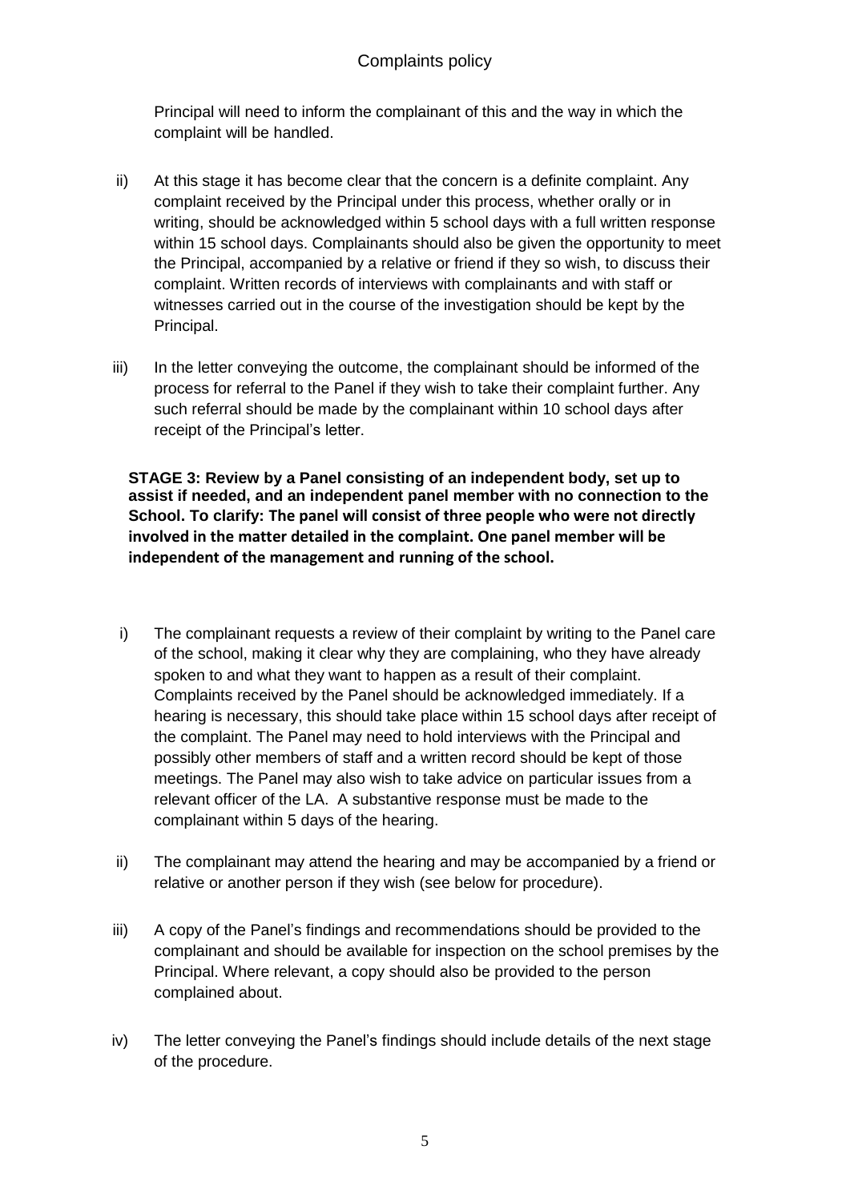Principal will need to inform the complainant of this and the way in which the complaint will be handled.

ii) At this stage it has become clear that the concern is a definite complaint. Any complaint received by the Principal under this process, whether orally or in writing, should be acknowledged within 5 school days with a full written response within 15 school days. Complainants should also be given the opportunity to meet the Principal, accompanied by a relative or friend if they so wish, to discuss their complaint. Written records of interviews with complainants and with staff or witnesses carried out in the course of the investigation should be kept by the Principal.

iii) In the letter conveying the outcome, the complainant should be informed of the process for referral to the Panel if they wish to take their complaint further. Any such referral should be made by the complainant within 10 school days after receipt of the Principal's letter.

**STAGE 3: Review by a Panel consisting of an independent body, set up to assist if needed, and an independent panel member with no connection to the School. To clarify: The panel will consist of three people who were not directly involved in the matter detailed in the complaint. One panel member will be independent of the management and running of the school.**

i) The complainant requests a review of their complaint by writing to the Panel care of the school, making it clear why they are complaining, who they have already spoken to and what they want to happen as a result of their complaint. Complaints received by the Panel should be acknowledged immediately. If a hearing is necessary, this should take place within 15 school days after receipt of the complaint. The Panel may need to hold interviews with the Principal and possibly other members of staff and a written record should be kept of those meetings. The Panel may also wish to take advice on particular issues from a relevant officer of the LA. A substantive response must be made to the complainant within 5 days of the hearing.

ii) The complainant may attend the hearing and may be accompanied by a friend or relative or another person if they wish (see below for procedure).

iii) A copy of the Panel's findings and recommendations should be provided to the complainant and should be available for inspection on the school premises by the Principal. Where relevant, a copy should also be provided to the person complained about.

iv) The letter conveying the Panel's findings should include details of the next stage of the procedure.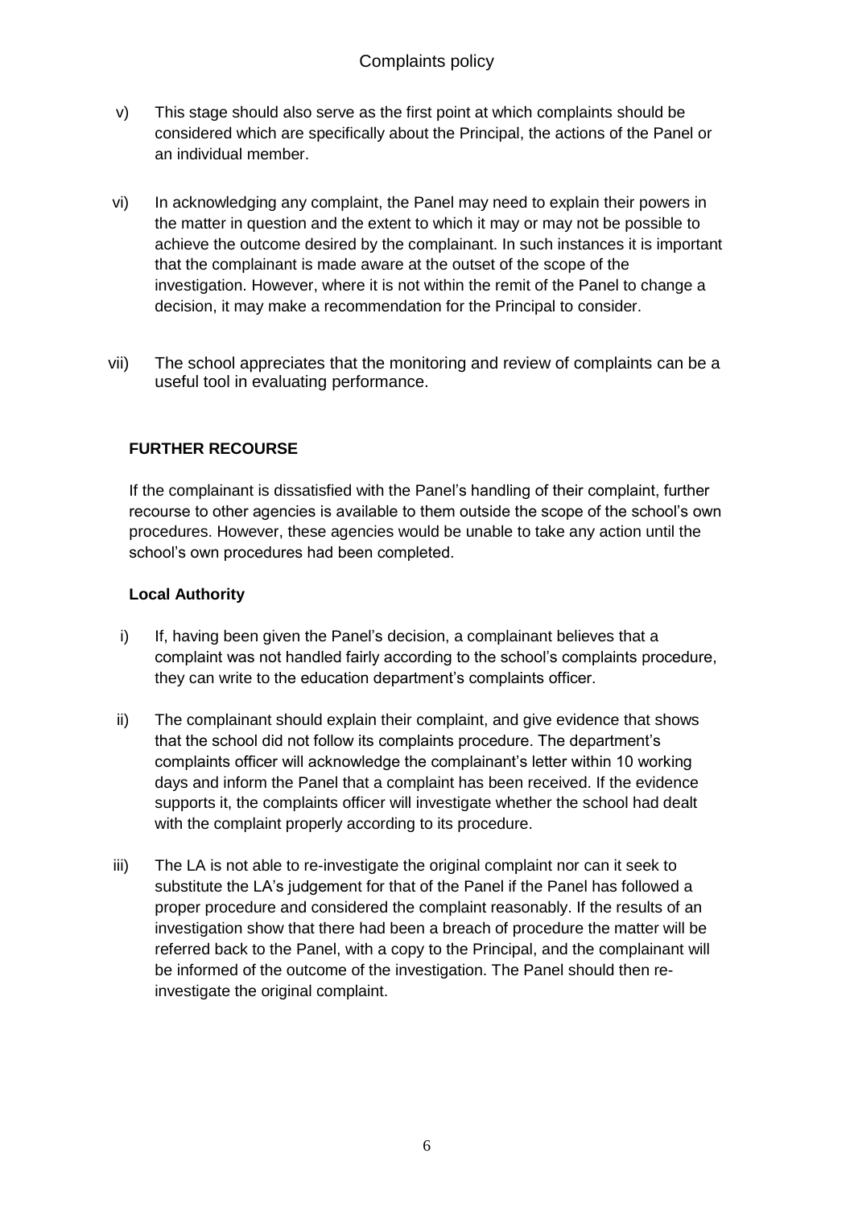v) This stage should also serve as the first point at which complaints should be considered which are specifically about the Principal, the actions of the Panel or an individual member.

vi) In acknowledging any complaint, the Panel may need to explain their powers in the matter in question and the extent to which it may or may not be possible to achieve the outcome desired by the complainant. In such instances it is important that the complainant is made aware at the outset of the scope of the investigation. However, where it is not within the remit of the Panel to change a decision, it may make a recommendation for the Principal to consider.

vii) The school appreciates that the monitoring and review of complaints can be a useful tool in evaluating performance.

## FURTHER RECOURSE

If the complainant is dissatisfied with the Panel's handling of their complaint, further recourse to other agencies is available to them outside the scope of the school's own procedures. However, these agencies would be unable to take any action until the school's own procedures had been completed.

### Local Authority

i) If, having been given the Panel's decision, a complainant believes that a complaint was not handled fairly according to the school's complaints procedure, they can write to the education department's complaints officer.

ii) The complainant should explain their complaint, and give evidence that shows that the school did not follow its complaints procedure. The department's complaints officer will acknowledge the complainant's letter within 10 working days and inform the Panel that a complaint has been received. If the evidence supports it, the complaints officer will investigate whether the school had dealt with the complaint properly according to its procedure.

iii) The LA is not able to re-investigate the original complaint nor can it seek to substitute the LA's judgement for that of the Panel if the Panel has followed a proper procedure and considered the complaint reasonably. If the results of an investigation show that there had been a breach of procedure the matter will be referred back to the Panel, with a copy to the Principal, and the complainant will be informed of the outcome of the investigation. The Panel should then re-investigate the original complaint.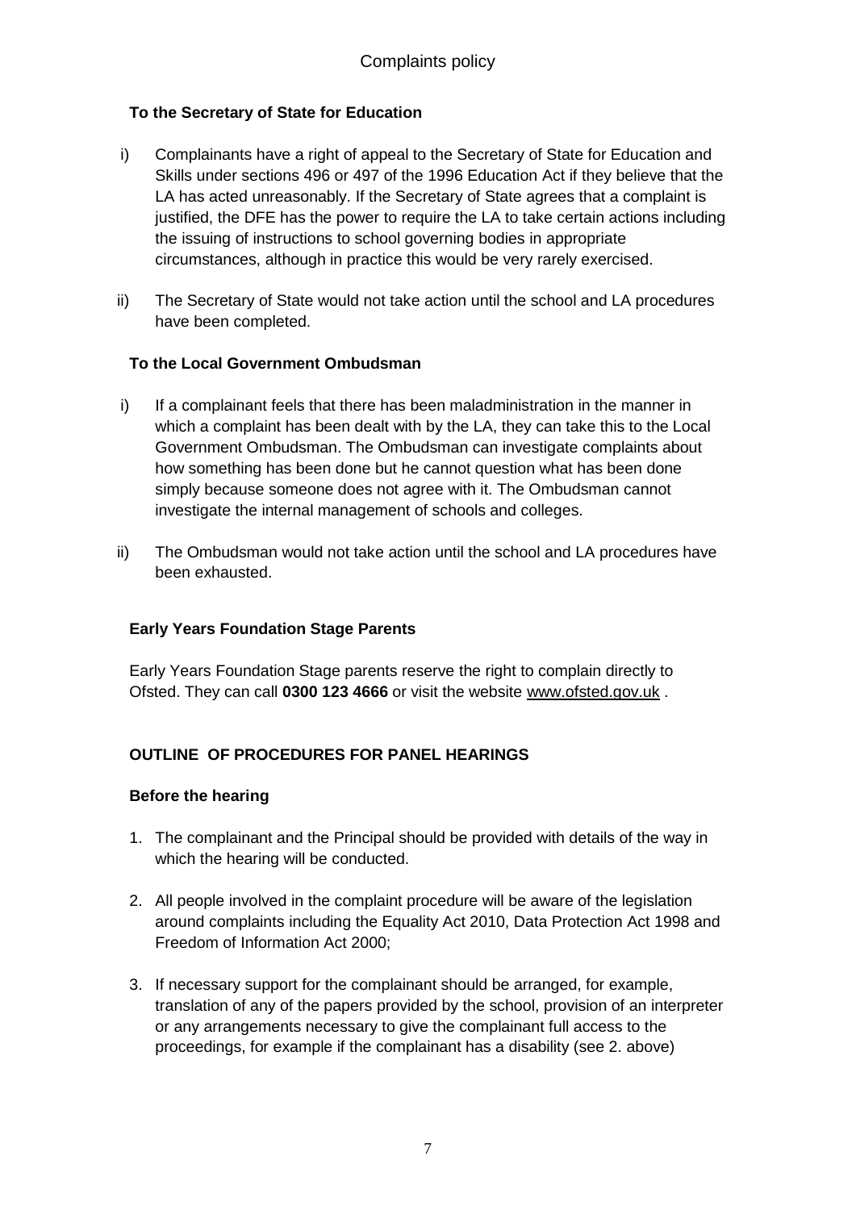**To the Secretary of State for Education**

i) Complainants have a right of appeal to the Secretary of State for Education and Skills under sections 496 or 497 of the 1996 Education Act if they believe that the LA has acted unreasonably. If the Secretary of State agrees that a complaint is justified, the DFE has the power to require the LA to take certain actions including the issuing of instructions to school governing bodies in appropriate circumstances, although in practice this would be very rarely exercised.

ii) The Secretary of State would not take action until the school and LA procedures have been completed.

**To the Local Government Ombudsman**

i) If a complainant feels that there has been maladministration in the manner in which a complaint has been dealt with by the LA, they can take this to the Local Government Ombudsman. The Ombudsman can investigate complaints about how something has been done but he cannot question what has been done simply because someone does not agree with it. The Ombudsman cannot investigate the internal management of schools and colleges.

ii) The Ombudsman would not take action until the school and LA procedures have been exhausted.

**Early Years Foundation Stage Parents**

Early Years Foundation Stage parents reserve the right to complain directly to Ofsted. They can call **0300 123 4666** or visit the website www.ofsted.gov.uk .

**OUTLINE OF PROCEDURES FOR PANEL HEARINGS**

**Before the hearing**

1. The complainant and the Principal should be provided with details of the way in which the hearing will be conducted.

2. All people involved in the complaint procedure will be aware of the legislation around complaints including the Equality Act 2010, Data Protection Act 1998 and Freedom of Information Act 2000;

3. If necessary support for the complainant should be arranged, for example, translation of any of the papers provided by the school, provision of an interpreter or any arrangements necessary to give the complainant full access to the proceedings, for example if the complainant has a disability (see 2. above)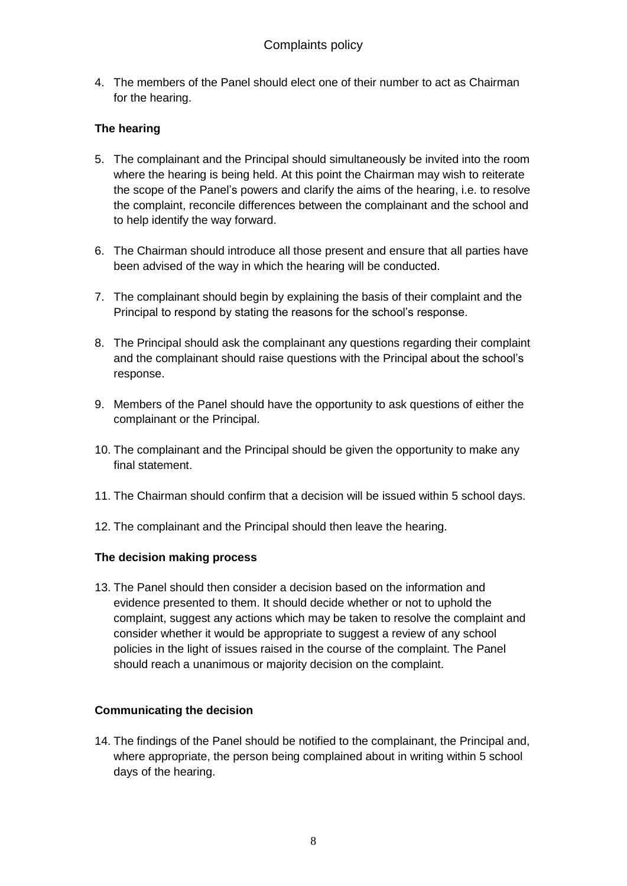4. The members of the Panel should elect one of their number to act as Chairman for the hearing.

**The hearing**

5. The complainant and the Principal should simultaneously be invited into the room where the hearing is being held. At this point the Chairman may wish to reiterate the scope of the Panel's powers and clarify the aims of the hearing, i.e. to resolve the complaint, reconcile differences between the complainant and the school and to help identify the way forward.

6. The Chairman should introduce all those present and ensure that all parties have been advised of the way in which the hearing will be conducted.

7. The complainant should begin by explaining the basis of their complaint and the Principal to respond by stating the reasons for the school's response.

8. The Principal should ask the complainant any questions regarding their complaint and the complainant should raise questions with the Principal about the school's response.

9. Members of the Panel should have the opportunity to ask questions of either the complainant or the Principal.

10. The complainant and the Principal should be given the opportunity to make any final statement.

11. The Chairman should confirm that a decision will be issued within 5 school days.

12. The complainant and the Principal should then leave the hearing.

**The decision making process**

13. The Panel should then consider a decision based on the information and evidence presented to them. It should decide whether or not to uphold the complaint, suggest any actions which may be taken to resolve the complaint and consider whether it would be appropriate to suggest a review of any school policies in the light of issues raised in the course of the complaint. The Panel should reach a unanimous or majority decision on the complaint.

**Communicating the decision**

14. The findings of the Panel should be notified to the complainant, the Principal and, where appropriate, the person being complained about in writing within 5 school days of the hearing.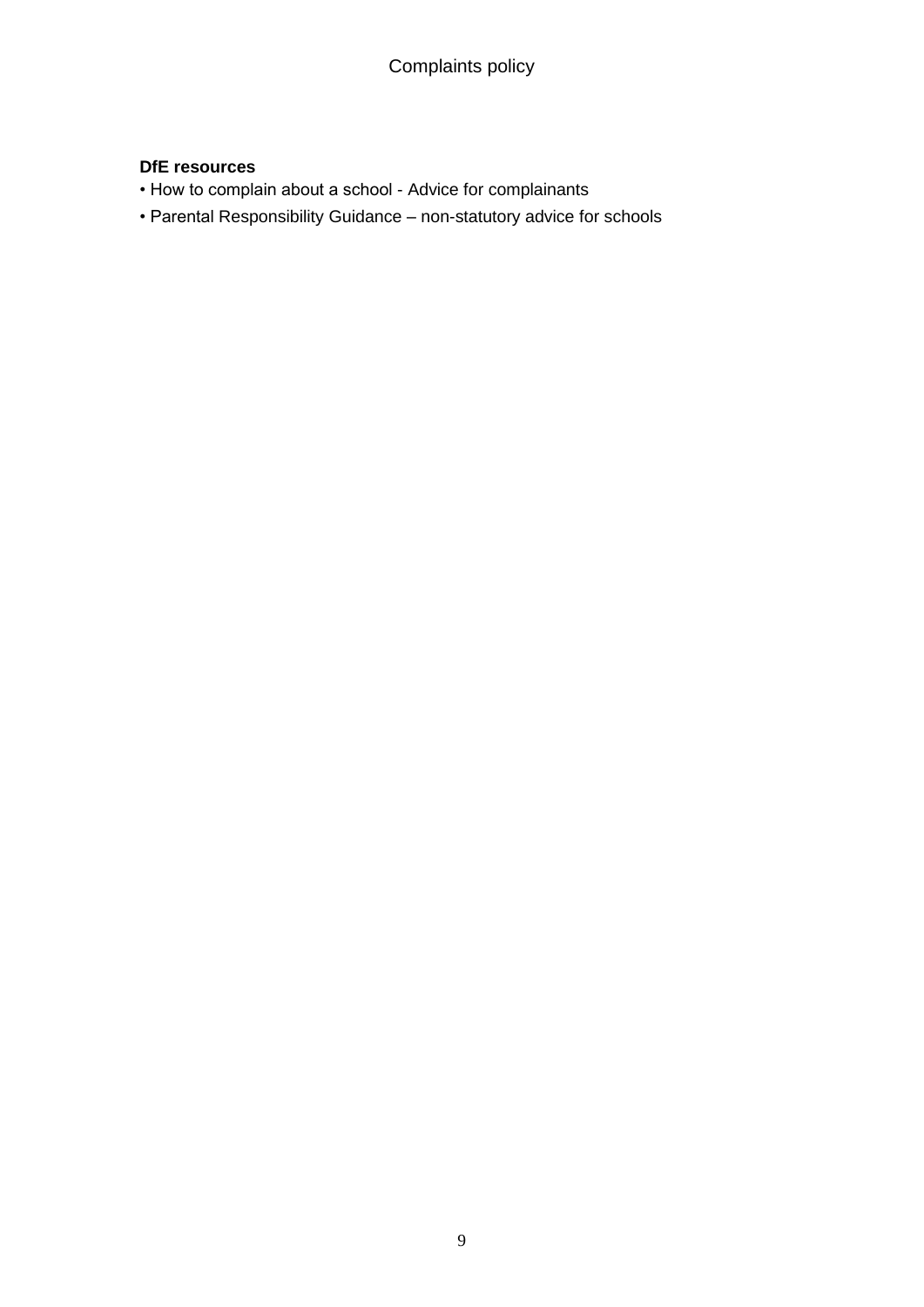**DfE resources**

- How to complain about a school - Advice for complainants
- Parental Responsibility Guidance – non-statutory advice for schools